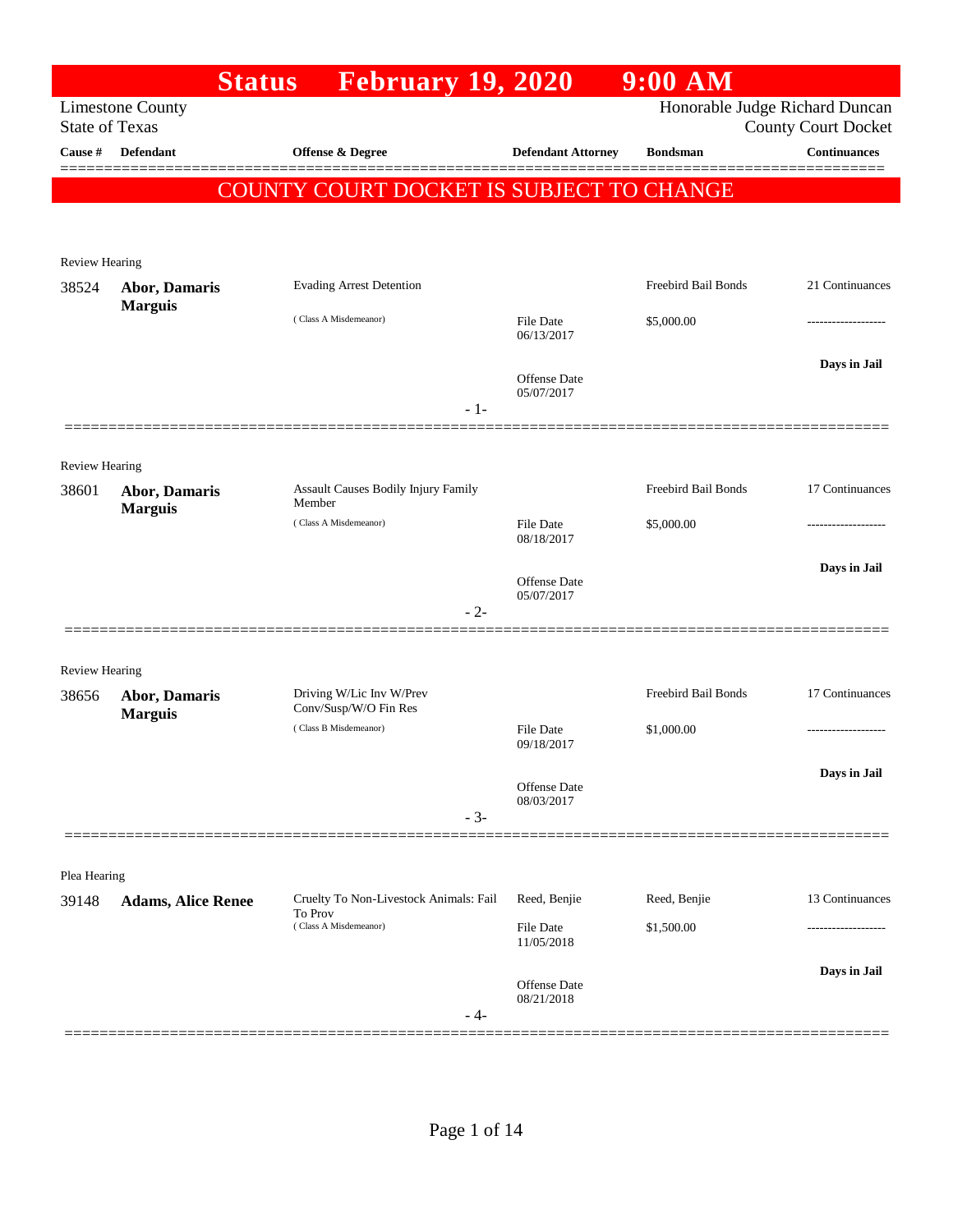# Status February 19, 2020 9:00 AM

Limestone County
State of Texas

Honorable Judge Richard Duncan
County Court Docket

**COUNTY COURT DOCKET IS SUBJECT TO CHANGE**

| Cause # | Defendant | Offense & Degree | Defendant Attorney | Bondsman | Continuances |
|---|---|---|---|---|---|
| Review Hearing | | | | | |
| 38524 | **Abor, Damaris Marguis** | Evading Arrest Detention (Class A Misdemeanor) | File Date 06/13/2017; Offense Date 05/07/2017 | Freebird Bail Bonds $5,000.00 | 21 Continuances; Days in Jail |
| Review Hearing | | | | | |
| 38601 | **Abor, Damaris Marguis** | Assault Causes Bodily Injury Family Member (Class A Misdemeanor) | File Date 08/18/2017; Offense Date 05/07/2017 | Freebird Bail Bonds $5,000.00 | 17 Continuances; Days in Jail |
| Review Hearing | | | | | |
| 38656 | **Abor, Damaris Marguis** | Driving W/Lic Inv W/Prev Conv/Susp/W/O Fin Res (Class B Misdemeanor) | File Date 09/18/2017; Offense Date 08/03/2017 | Freebird Bail Bonds $1,000.00 | 17 Continuances; Days in Jail |
| Plea Hearing | | | | | |
| 39148 | **Adams, Alice Renee** | Cruelty To Non-Livestock Animals: Fail To Prov (Class A Misdemeanor) | Reed, Benjie; File Date 11/05/2018; Offense Date 08/21/2018 | Reed, Benjie $1,500.00 | 13 Continuances; Days in Jail |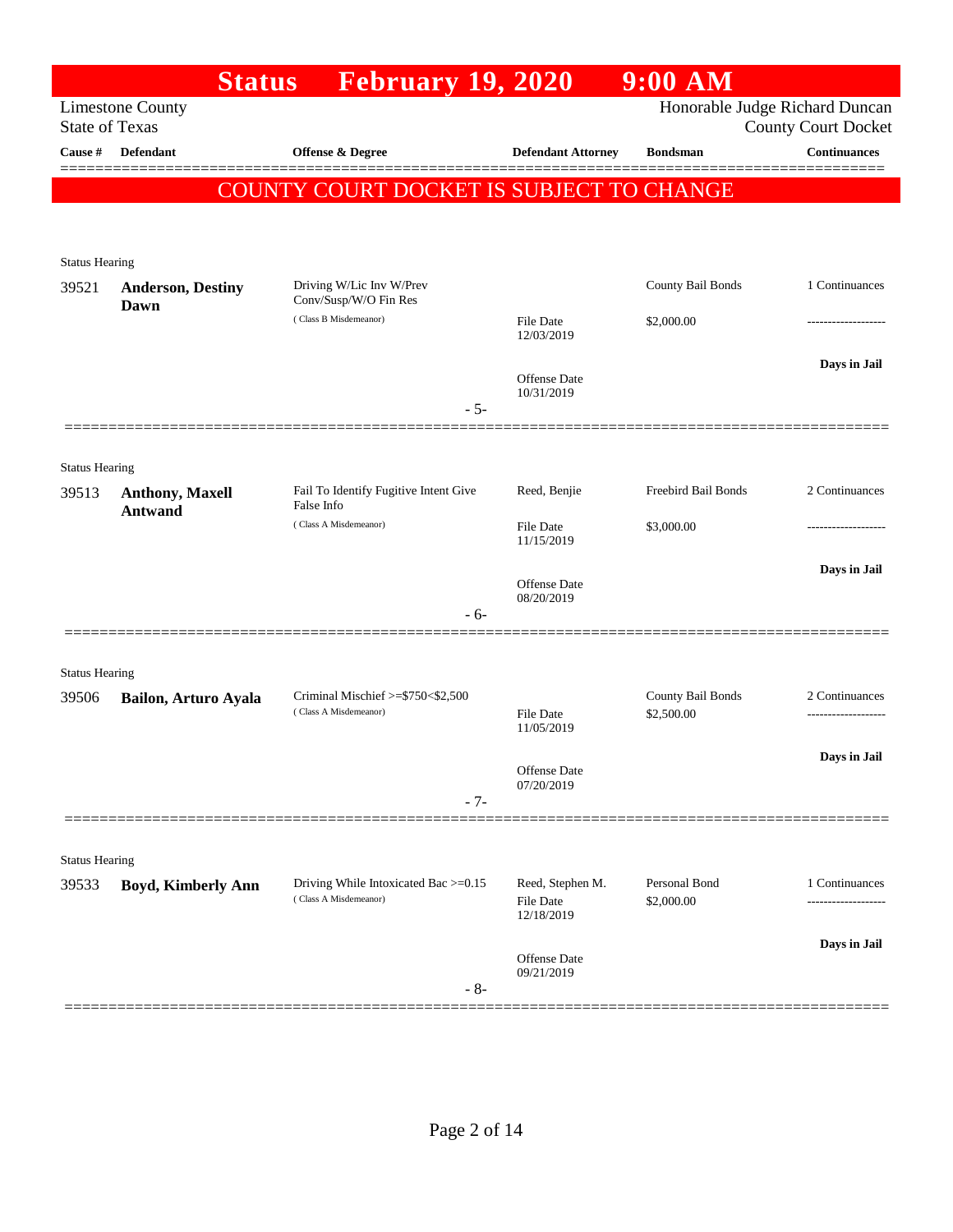# Status February 19, 2020 9:00 AM

Limestone County
State of Texas

Honorable Judge Richard Duncan
County Court Docket

**COUNTY COURT DOCKET IS SUBJECT TO CHANGE**

| Cause # | Defendant | Offense & Degree | Defendant Attorney | Bondsman | Continuances |
|---|---|---|---|---|---|
| Status Hearing | | | | | |
| 39521 | **Anderson, Destiny Dawn** | Driving W/Lic Inv W/Prev Conv/Susp/W/O Fin Res (Class B Misdemeanor) | File Date 12/03/2019 Offense Date 10/31/2019 | County Bail Bonds $2,000.00 | 1 Continuances ------------------- **Days in Jail** |
| | | - 5- | | | |
| Status Hearing | | | | | |
| 39513 | **Anthony, Maxell Antwand** | Fail To Identify Fugitive Intent Give False Info (Class A Misdemeanor) | Reed, Benjie File Date 11/15/2019 Offense Date 08/20/2019 | Freebird Bail Bonds $3,000.00 | 2 Continuances ------------------- **Days in Jail** |
| | | - 6- | | | |
| Status Hearing | | | | | |
| 39506 | **Bailon, Arturo Ayala** | Criminal Mischief >=$750<$2,500 (Class A Misdemeanor) | File Date 11/05/2019 Offense Date 07/20/2019 | County Bail Bonds $2,500.00 | 2 Continuances ------------------- **Days in Jail** |
| | | - 7- | | | |
| Status Hearing | | | | | |
| 39533 | **Boyd, Kimberly Ann** | Driving While Intoxicated Bac >=0.15 (Class A Misdemeanor) | Reed, Stephen M. File Date 12/18/2019 Offense Date 09/21/2019 | Personal Bond $2,000.00 | 1 Continuances ------------------- **Days in Jail** |
| | | - 8- | | | |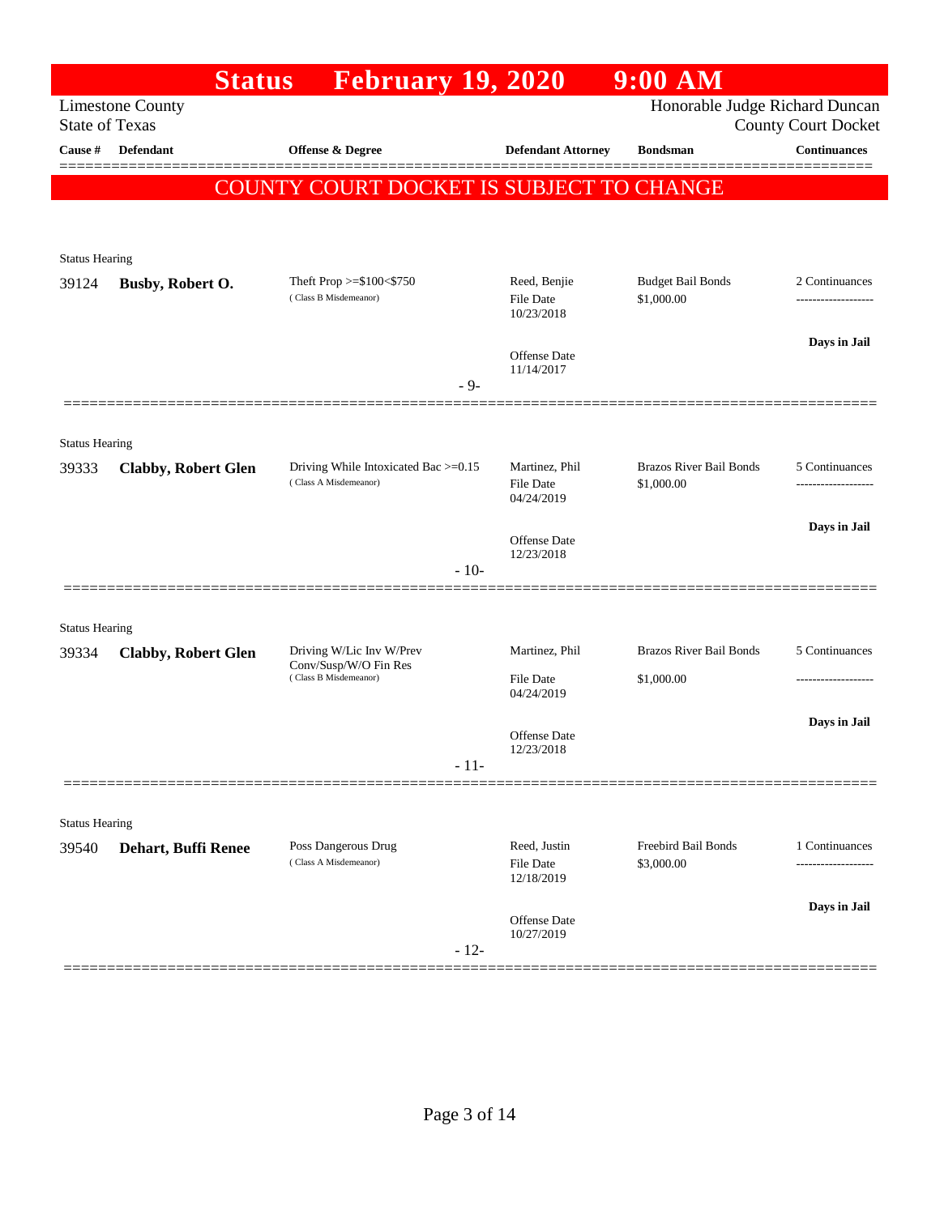# Status February 19, 2020 9:00 AM

Limestone County
State of Texas

Honorable Judge Richard Duncan
County Court Docket

| Cause # | Defendant | Offense & Degree | Defendant Attorney | Bondsman | Continuances |
|---|---|---|---|---|---|

**COUNTY COURT DOCKET IS SUBJECT TO CHANGE**

---

Status Hearing

| Cause # | Defendant | Offense & Degree | Defendant Attorney | Bondsman | Continuances |
|---|---|---|---|---|---|
| 39124 | **Busby, Robert O.** | Theft Prop >=$100<$750 (Class B Misdemeanor) | Reed, Benjie<br>File Date 10/23/2018<br>Offense Date 11/14/2017 | Budget Bail Bonds<br>$1,000.00 | 2 Continuances<br>**Days in Jail** |

- 9-

---

Status Hearing

| Cause # | Defendant | Offense & Degree | Defendant Attorney | Bondsman | Continuances |
|---|---|---|---|---|---|
| 39333 | **Clabby, Robert Glen** | Driving While Intoxicated Bac >=0.15 (Class A Misdemeanor) | Martinez, Phil<br>File Date 04/24/2019<br>Offense Date 12/23/2018 | Brazos River Bail Bonds<br>$1,000.00 | 5 Continuances<br>**Days in Jail** |

- 10-

---

Status Hearing

| Cause # | Defendant | Offense & Degree | Defendant Attorney | Bondsman | Continuances |
|---|---|---|---|---|---|
| 39334 | **Clabby, Robert Glen** | Driving W/Lic Inv W/Prev Conv/Susp/W/O Fin Res (Class B Misdemeanor) | Martinez, Phil<br>File Date 04/24/2019<br>Offense Date 12/23/2018 | Brazos River Bail Bonds<br>$1,000.00 | 5 Continuances<br>**Days in Jail** |

- 11-

---

Status Hearing

| Cause # | Defendant | Offense & Degree | Defendant Attorney | Bondsman | Continuances |
|---|---|---|---|---|---|
| 39540 | **Dehart, Buffi Renee** | Poss Dangerous Drug (Class A Misdemeanor) | Reed, Justin<br>File Date 12/18/2019<br>Offense Date 10/27/2019 | Freebird Bail Bonds<br>$3,000.00 | 1 Continuances<br>**Days in Jail** |

- 12-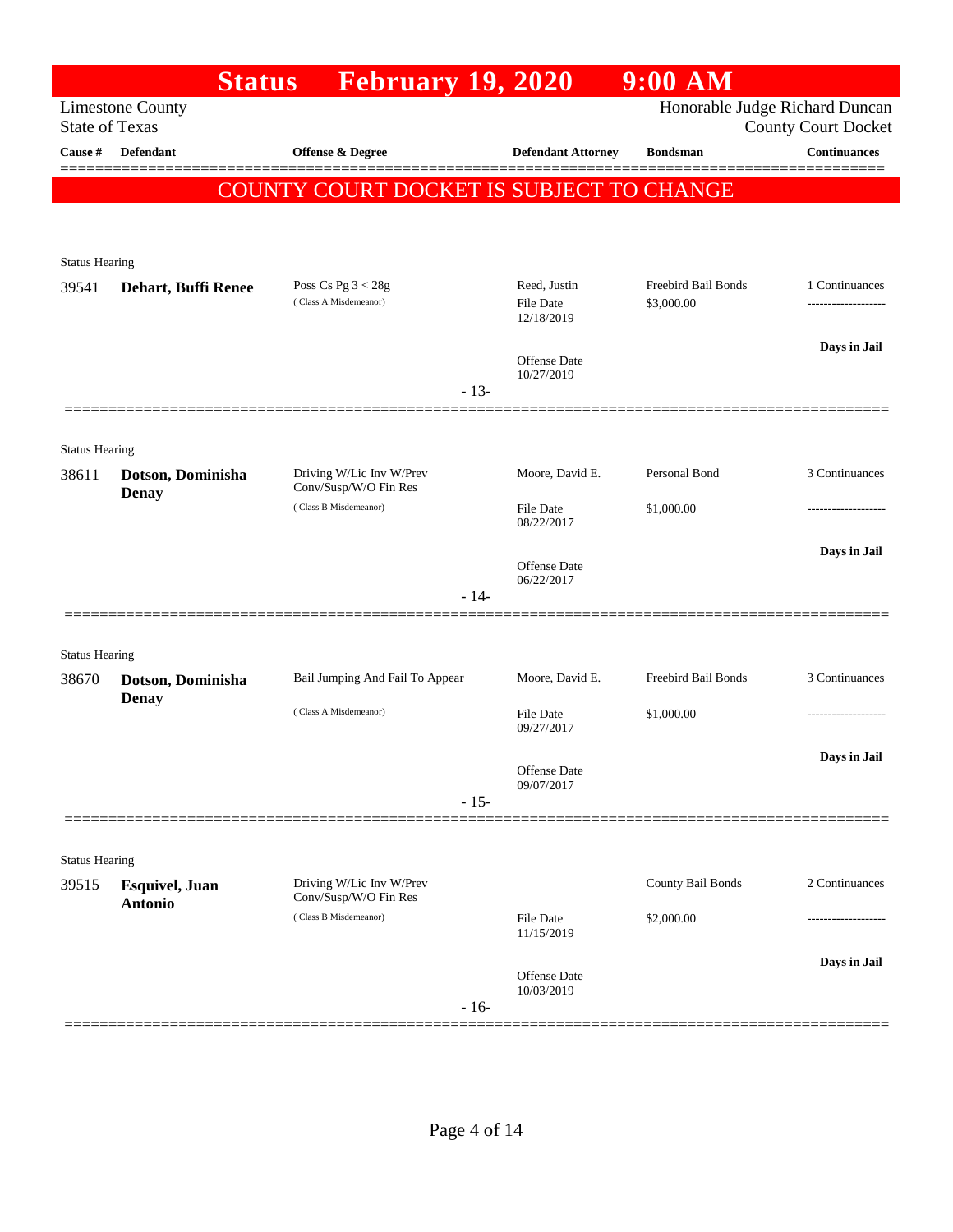# Status February 19, 2020 9:00 AM

Limestone County
State of Texas

Honorable Judge Richard Duncan
County Court Docket

**COUNTY COURT DOCKET IS SUBJECT TO CHANGE**

| Cause # | Defendant | Offense & Degree | Defendant Attorney | Bondsman | Continuances |
|---|---|---|---|---|---|
| Status Hearing | | | | | |
| 39541 | **Dehart, Buffi Renee** | Poss Cs Pg 3 < 28g (Class A Misdemeanor) | Reed, Justin<br>File Date 12/18/2019<br>Offense Date 10/27/2019 | Freebird Bail Bonds<br>$3,000.00 | 1 Continuances<br>Days in Jail |
| | | - 13- | | | |
| Status Hearing | | | | | |
| 38611 | **Dotson, Dominisha Denay** | Driving W/Lic Inv W/Prev Conv/Susp/W/O Fin Res (Class B Misdemeanor) | Moore, David E.<br>File Date 08/22/2017<br>Offense Date 06/22/2017 | Personal Bond<br>$1,000.00 | 3 Continuances<br>Days in Jail |
| | | - 14- | | | |
| Status Hearing | | | | | |
| 38670 | **Dotson, Dominisha Denay** | Bail Jumping And Fail To Appear (Class A Misdemeanor) | Moore, David E.<br>File Date 09/27/2017<br>Offense Date 09/07/2017 | Freebird Bail Bonds<br>$1,000.00 | 3 Continuances<br>Days in Jail |
| | | - 15- | | | |
| Status Hearing | | | | | |
| 39515 | **Esquivel, Juan Antonio** | Driving W/Lic Inv W/Prev Conv/Susp/W/O Fin Res (Class B Misdemeanor) | File Date 11/15/2019<br>Offense Date 10/03/2019 | County Bail Bonds<br>$2,000.00 | 2 Continuances<br>Days in Jail |
| | | - 16- | | | |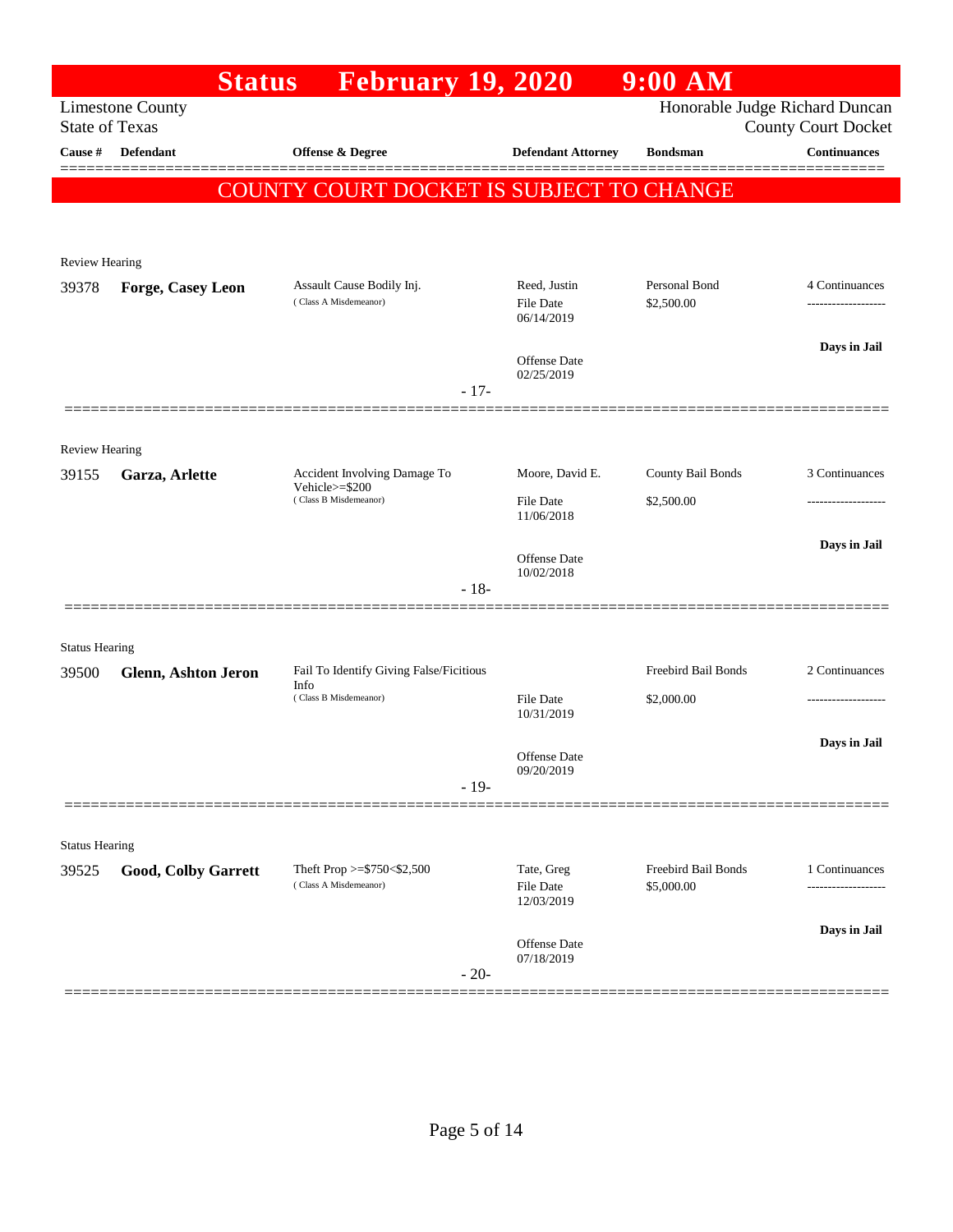# Status February 19, 2020 9:00 AM

Limestone County
State of Texas

Honorable Judge Richard Duncan
County Court Docket

| Cause # | Defendant | Offense & Degree | Defendant Attorney | Bondsman | Continuances |
|---|---|---|---|---|---|

## COUNTY COURT DOCKET IS SUBJECT TO CHANGE

---

Review Hearing

| Cause # | Defendant | Offense & Degree | Defendant Attorney | Bondsman | Continuances |
|---|---|---|---|---|---|
| 39378 | **Forge, Casey Leon** | Assault Cause Bodily Inj. (Class A Misdemeanor) | Reed, Justin<br>File Date 06/14/2019<br>Offense Date 02/25/2019 | Personal Bond<br>$2,500.00 | 4 Continuances<br>**Days in Jail** |

- 17-

---

Review Hearing

| Cause # | Defendant | Offense & Degree | Defendant Attorney | Bondsman | Continuances |
|---|---|---|---|---|---|
| 39155 | **Garza, Arlette** | Accident Involving Damage To Vehicle>=$200 (Class B Misdemeanor) | Moore, David E.<br>File Date 11/06/2018<br>Offense Date 10/02/2018 | County Bail Bonds<br>$2,500.00 | 3 Continuances<br>**Days in Jail** |

- 18-

---

Status Hearing

| Cause # | Defendant | Offense & Degree | Defendant Attorney | Bondsman | Continuances |
|---|---|---|---|---|---|
| 39500 | **Glenn, Ashton Jeron** | Fail To Identify Giving False/Ficitious Info (Class B Misdemeanor) | File Date 10/31/2019<br>Offense Date 09/20/2019 | Freebird Bail Bonds<br>$2,000.00 | 2 Continuances<br>**Days in Jail** |

- 19-

---

Status Hearing

| Cause # | Defendant | Offense & Degree | Defendant Attorney | Bondsman | Continuances |
|---|---|---|---|---|---|
| 39525 | **Good, Colby Garrett** | Theft Prop >=$750<$2,500 (Class A Misdemeanor) | Tate, Greg<br>File Date 12/03/2019<br>Offense Date 07/18/2019 | Freebird Bail Bonds<br>$5,000.00 | 1 Continuances<br>**Days in Jail** |

- 20-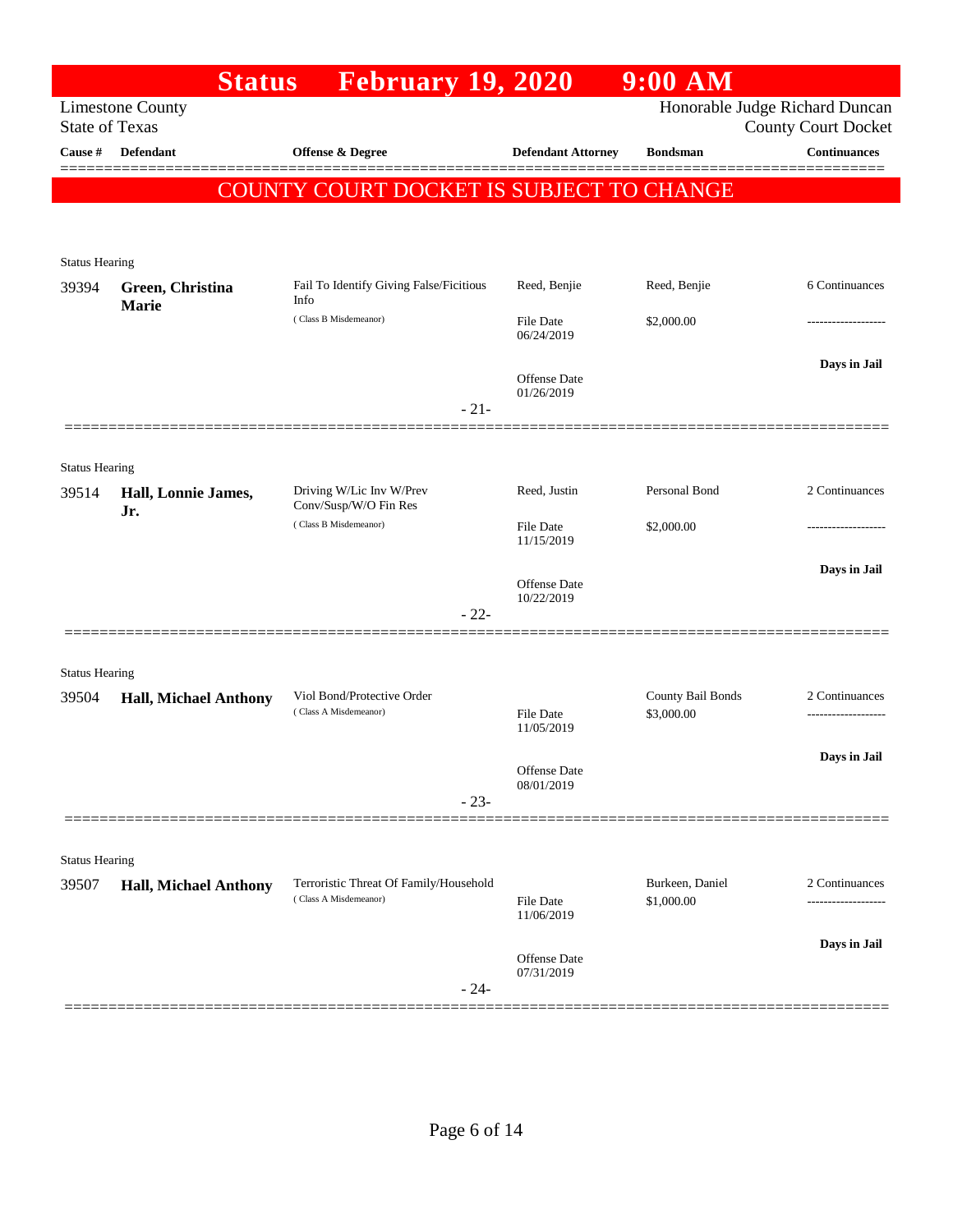# Status February 19, 2020 9:00 AM

Limestone County
State of Texas

Honorable Judge Richard Duncan
County Court Docket

| Cause # | Defendant | Offense & Degree | Defendant Attorney | Bondsman | Continuances |
|---|---|---|---|---|---|

**COUNTY COURT DOCKET IS SUBJECT TO CHANGE**

---

Status Hearing

| Cause # | Defendant | Offense & Degree | Defendant Attorney | Bondsman | Continuances |
|---|---|---|---|---|---|
| 39394 | **Green, Christina Marie** | Fail To Identify Giving False/Ficitious Info (Class B Misdemeanor) | Reed, Benjie | Reed, Benjie | 6 Continuances |
| | | | File Date 06/24/2019 | $2,000.00 | ------------------- |
| | | | Offense Date 01/26/2019 | | **Days in Jail** |

- 21-

---

Status Hearing

| Cause # | Defendant | Offense & Degree | Defendant Attorney | Bondsman | Continuances |
|---|---|---|---|---|---|
| 39514 | **Hall, Lonnie James, Jr.** | Driving W/Lic Inv W/Prev Conv/Susp/W/O Fin Res (Class B Misdemeanor) | Reed, Justin | Personal Bond | 2 Continuances |
| | | | File Date 11/15/2019 | $2,000.00 | ------------------- |
| | | | Offense Date 10/22/2019 | | **Days in Jail** |

- 22-

---

Status Hearing

| Cause # | Defendant | Offense & Degree | Defendant Attorney | Bondsman | Continuances |
|---|---|---|---|---|---|
| 39504 | **Hall, Michael Anthony** | Viol Bond/Protective Order (Class A Misdemeanor) | | County Bail Bonds | 2 Continuances |
| | | | File Date 11/05/2019 | $3,000.00 | ------------------- |
| | | | Offense Date 08/01/2019 | | **Days in Jail** |

- 23-

---

Status Hearing

| Cause # | Defendant | Offense & Degree | Defendant Attorney | Bondsman | Continuances |
|---|---|---|---|---|---|
| 39507 | **Hall, Michael Anthony** | Terroristic Threat Of Family/Household (Class A Misdemeanor) | | Burkeen, Daniel | 2 Continuances |
| | | | File Date 11/06/2019 | $1,000.00 | ------------------- |
| | | | Offense Date 07/31/2019 | | **Days in Jail** |

- 24-

---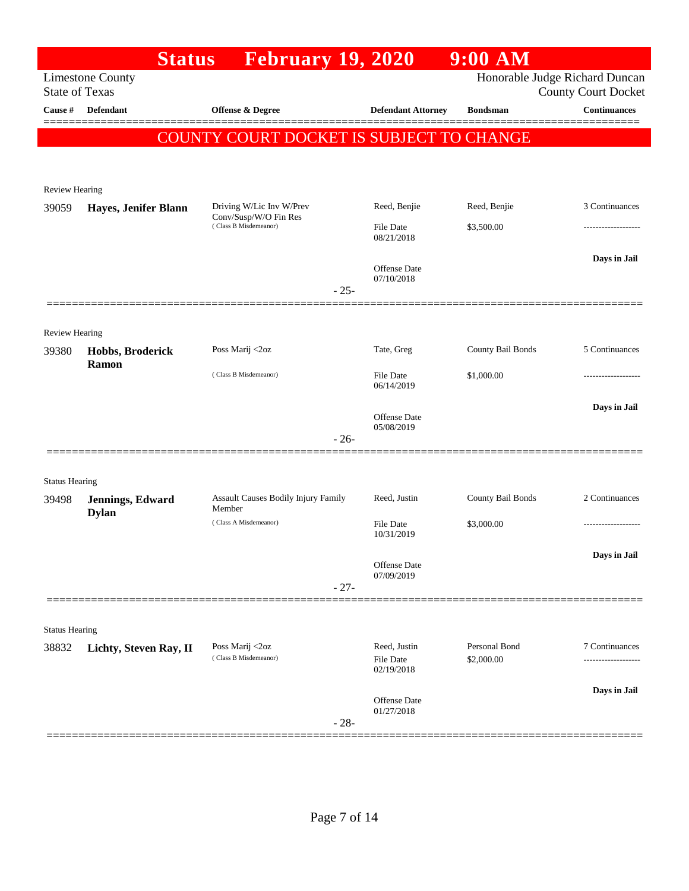# Status February 19, 2020 9:00 AM

Limestone County
State of Texas

Honorable Judge Richard Duncan
County Court Docket

**COUNTY COURT DOCKET IS SUBJECT TO CHANGE**

| Cause # | Defendant | Offense & Degree | Defendant Attorney | Bondsman | Continuances |
|---|---|---|---|---|---|
| **Review Hearing** | | | | | |
| 39059 | **Hayes, Jenifer Blann** | Driving W/Lic Inv W/Prev Conv/Susp/W/O Fin Res (Class B Misdemeanor) | Reed, Benjie<br>File Date 08/21/2018<br>Offense Date 07/10/2018 | Reed, Benjie<br>$3,500.00 | 3 Continuances<br>-------------------<br>**Days in Jail** |
| | | - 25- | | | |
| **Review Hearing** | | | | | |
| 39380 | **Hobbs, Broderick Ramon** | Poss Marij <2oz (Class B Misdemeanor) | Tate, Greg<br>File Date 06/14/2019<br>Offense Date 05/08/2019 | County Bail Bonds<br>$1,000.00 | 5 Continuances<br>-------------------<br>**Days in Jail** |
| | | - 26- | | | |
| **Status Hearing** | | | | | |
| 39498 | **Jennings, Edward Dylan** | Assault Causes Bodily Injury Family Member (Class A Misdemeanor) | Reed, Justin<br>File Date 10/31/2019<br>Offense Date 07/09/2019 | County Bail Bonds<br>$3,000.00 | 2 Continuances<br>-------------------<br>**Days in Jail** |
| | | - 27- | | | |
| **Status Hearing** | | | | | |
| 38832 | **Lichty, Steven Ray, II** | Poss Marij <2oz (Class B Misdemeanor) | Reed, Justin<br>File Date 02/19/2018<br>Offense Date 01/27/2018 | Personal Bond<br>$2,000.00 | 7 Continuances<br>-------------------<br>**Days in Jail** |
| | | - 28- | | | |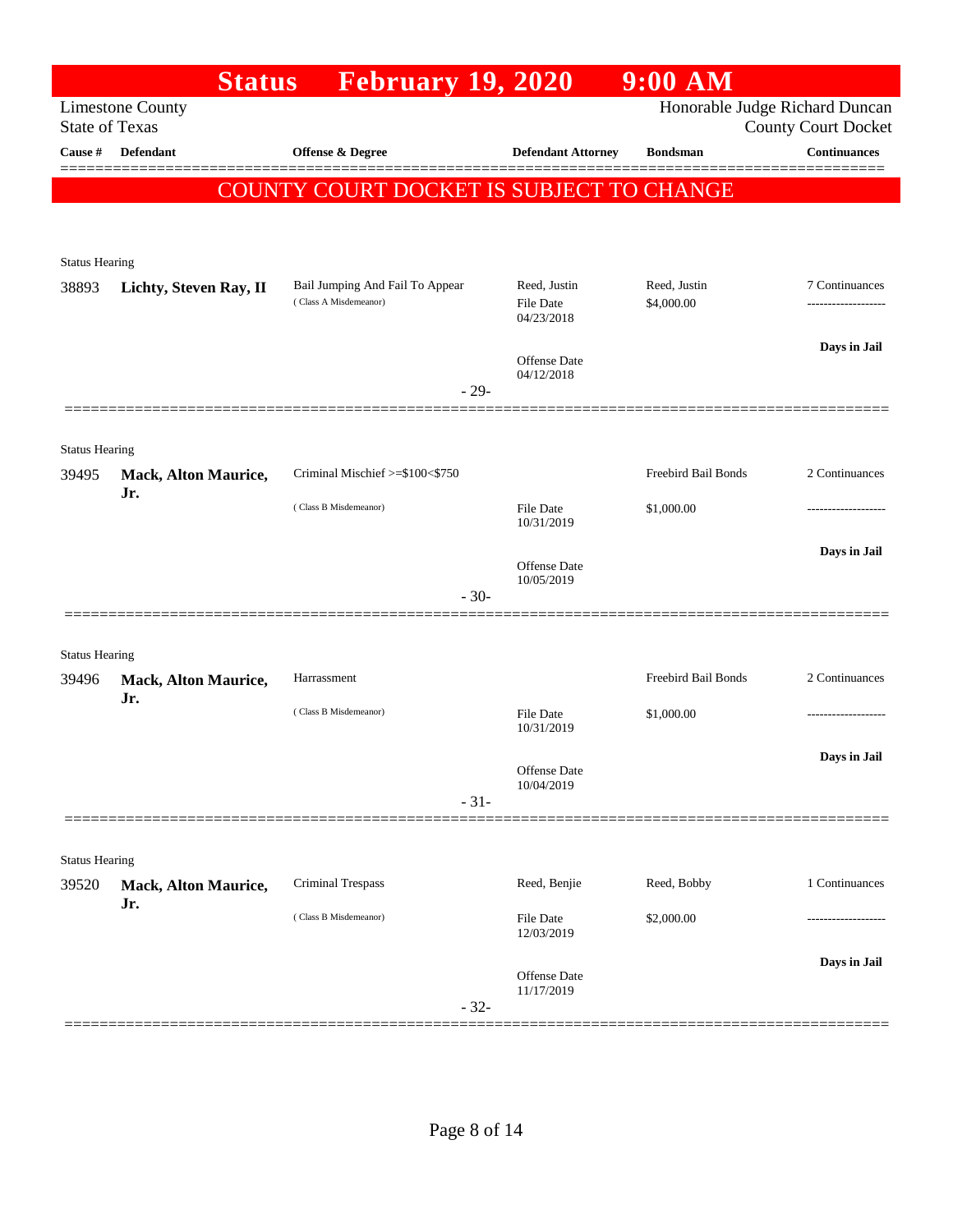# Status February 19, 2020 9:00 AM

Limestone County
State of Texas

Honorable Judge Richard Duncan
County Court Docket

**COUNTY COURT DOCKET IS SUBJECT TO CHANGE**

| Cause # | Defendant | Offense & Degree | Defendant Attorney | Bondsman | Continuances |
|---|---|---|---|---|---|
| Status Hearing | | | | | |
| 38893 | **Lichty, Steven Ray, II** | Bail Jumping And Fail To Appear (Class A Misdemeanor) | Reed, Justin<br>File Date 04/23/2018<br>Offense Date 04/12/2018 | Reed, Justin<br>$4,000.00 | 7 Continuances<br>-------------------<br>**Days in Jail** |
| | | - 29- | | | |
| Status Hearing | | | | | |
| 39495 | **Mack, Alton Maurice, Jr.** | Criminal Mischief >=$100<$750 (Class B Misdemeanor) | File Date 10/31/2019<br>Offense Date 10/05/2019 | Freebird Bail Bonds<br>$1,000.00 | 2 Continuances<br>-------------------<br>**Days in Jail** |
| | | - 30- | | | |
| Status Hearing | | | | | |
| 39496 | **Mack, Alton Maurice, Jr.** | Harrassment (Class B Misdemeanor) | File Date 10/31/2019<br>Offense Date 10/04/2019 | Freebird Bail Bonds<br>$1,000.00 | 2 Continuances<br>-------------------<br>**Days in Jail** |
| | | - 31- | | | |
| Status Hearing | | | | | |
| 39520 | **Mack, Alton Maurice, Jr.** | Criminal Trespass (Class B Misdemeanor) | Reed, Benjie<br>File Date 12/03/2019<br>Offense Date 11/17/2019 | Reed, Bobby<br>$2,000.00 | 1 Continuances<br>-------------------<br>**Days in Jail** |
| | | - 32- | | | |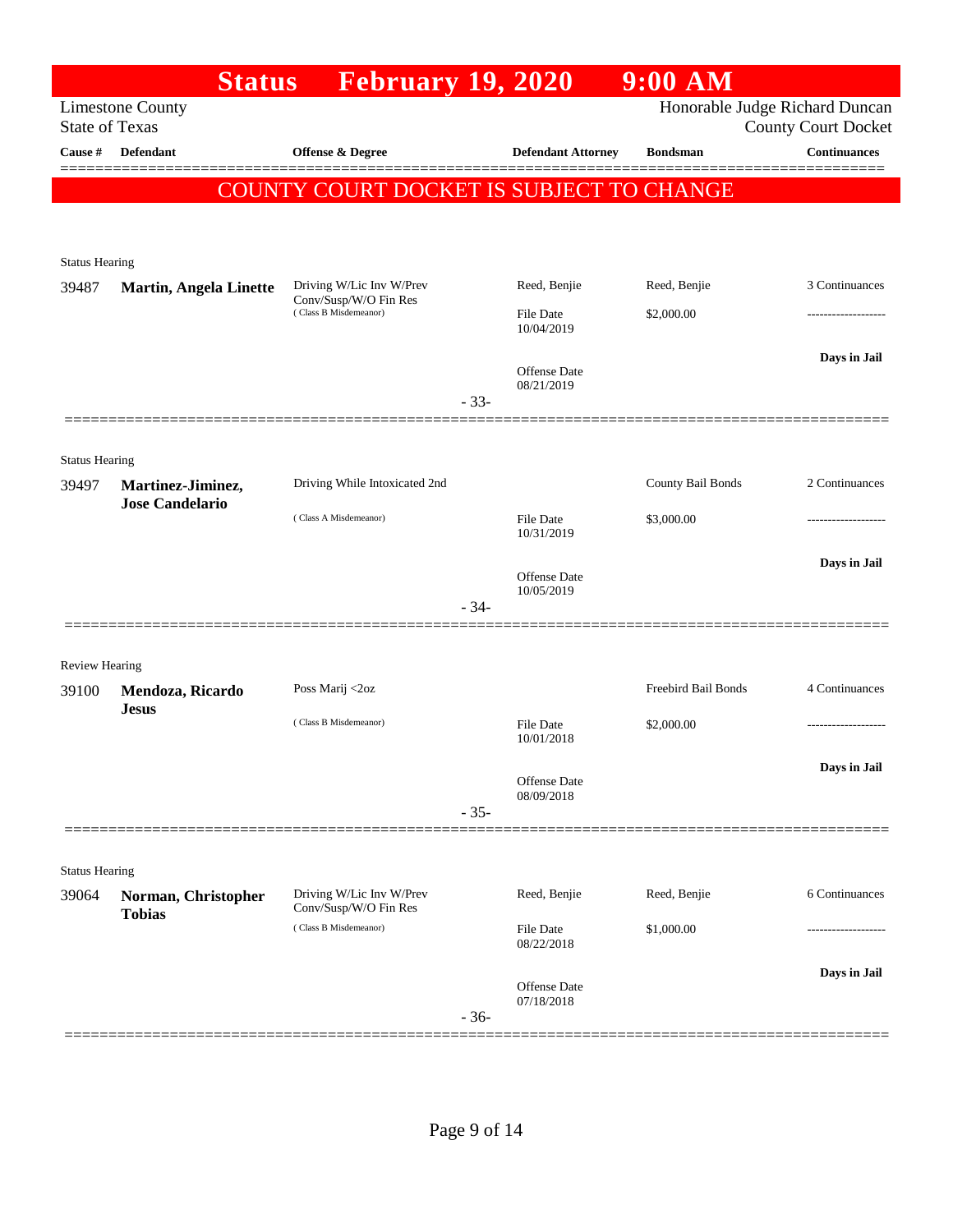# Status February 19, 2020 9:00 AM

Limestone County
State of Texas

Honorable Judge Richard Duncan
County Court Docket

**COUNTY COURT DOCKET IS SUBJECT TO CHANGE**

| Cause # | Defendant | Offense & Degree | Defendant Attorney | Bondsman | Continuances |
|---|---|---|---|---|---|
| Status Hearing | | | | | |
| 39487 | **Martin, Angela Linette** | Driving W/Lic Inv W/Prev Conv/Susp/W/O Fin Res (Class B Misdemeanor) | Reed, Benjie<br>File Date 10/04/2019<br>Offense Date 08/21/2019 | Reed, Benjie<br>$2,000.00 | 3 Continuances<br>-------------------<br>**Days in Jail** |
| | | | - 33- | | |
| Status Hearing | | | | | |
| 39497 | **Martinez-Jiminez, Jose Candelario** | Driving While Intoxicated 2nd (Class A Misdemeanor) | File Date 10/31/2019<br>Offense Date 10/05/2019 | County Bail Bonds<br>$3,000.00 | 2 Continuances<br>-------------------<br>**Days in Jail** |
| | | | - 34- | | |
| Review Hearing | | | | | |
| 39100 | **Mendoza, Ricardo Jesus** | Poss Marij <2oz (Class B Misdemeanor) | File Date 10/01/2018<br>Offense Date 08/09/2018 | Freebird Bail Bonds<br>$2,000.00 | 4 Continuances<br>-------------------<br>**Days in Jail** |
| | | | - 35- | | |
| Status Hearing | | | | | |
| 39064 | **Norman, Christopher Tobias** | Driving W/Lic Inv W/Prev Conv/Susp/W/O Fin Res (Class B Misdemeanor) | Reed, Benjie<br>File Date 08/22/2018<br>Offense Date 07/18/2018 | Reed, Benjie<br>$1,000.00 | 6 Continuances<br>-------------------<br>**Days in Jail** |
| | | | - 36- | | |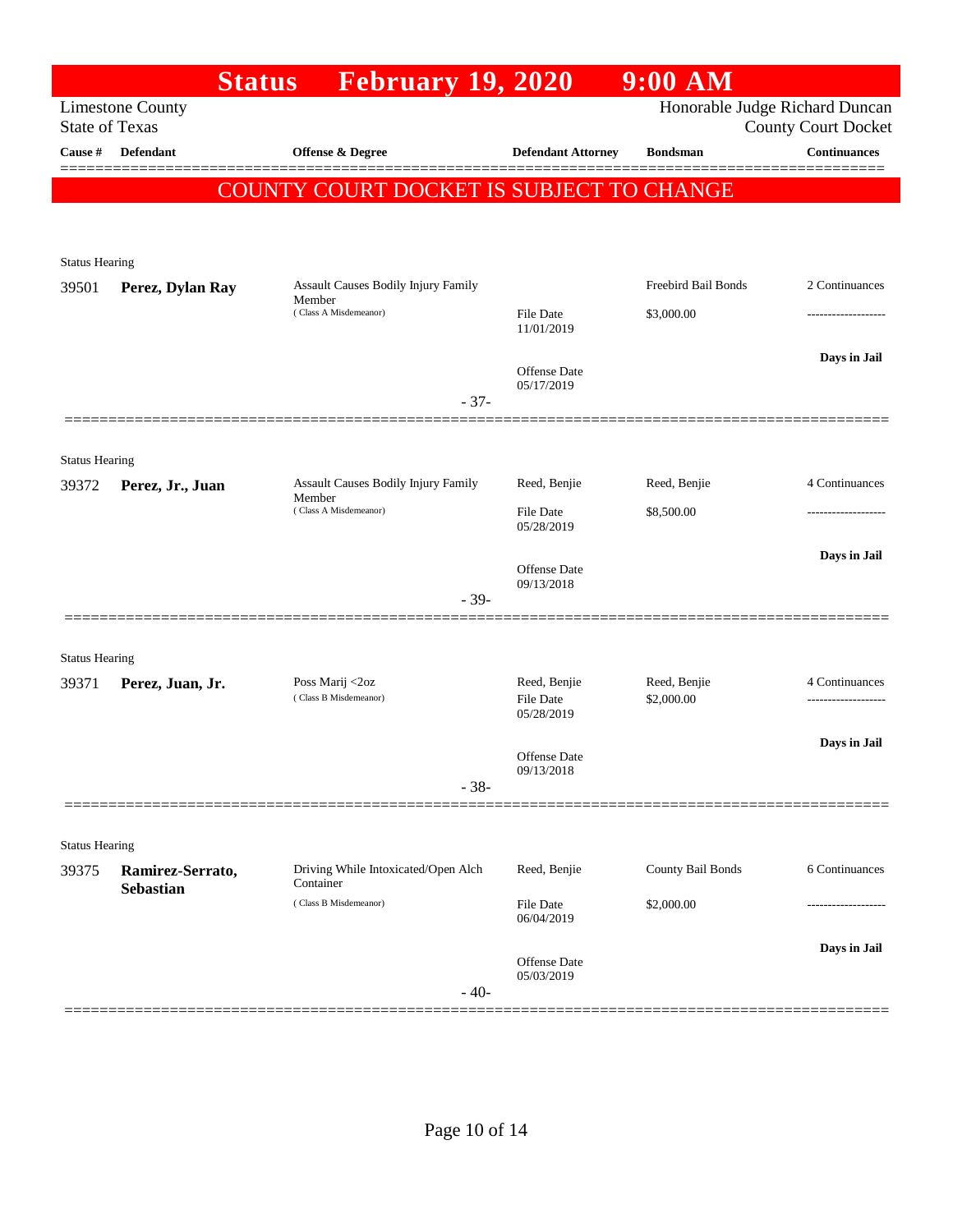# Status February 19, 2020 9:00 AM

Limestone County
State of Texas

Honorable Judge Richard Duncan
County Court Docket

| Cause # | Defendant | Offense & Degree | Defendant Attorney | Bondsman | Continuances |
|---|---|---|---|---|---|

**COUNTY COURT DOCKET IS SUBJECT TO CHANGE**

Status Hearing

| Cause # | Defendant | Offense & Degree | Defendant Attorney | Bondsman | Continuances |
|---|---|---|---|---|---|
| 39501 | **Perez, Dylan Ray** | Assault Causes Bodily Injury Family Member (Class A Misdemeanor) | File Date 11/01/2019; Offense Date 05/17/2019 | Freebird Bail Bonds; $3,000.00 | 2 Continuances; Days in Jail |

- 37-

Status Hearing

| Cause # | Defendant | Offense & Degree | Defendant Attorney | Bondsman | Continuances |
|---|---|---|---|---|---|
| 39372 | **Perez, Jr., Juan** | Assault Causes Bodily Injury Family Member (Class A Misdemeanor) | Reed, Benjie; File Date 05/28/2019; Offense Date 09/13/2018 | Reed, Benjie; $8,500.00 | 4 Continuances; Days in Jail |

- 39-

Status Hearing

| Cause # | Defendant | Offense & Degree | Defendant Attorney | Bondsman | Continuances |
|---|---|---|---|---|---|
| 39371 | **Perez, Juan, Jr.** | Poss Marij <2oz (Class B Misdemeanor) | Reed, Benjie; File Date 05/28/2019; Offense Date 09/13/2018 | Reed, Benjie; $2,000.00 | 4 Continuances; Days in Jail |

- 38-

Status Hearing

| Cause # | Defendant | Offense & Degree | Defendant Attorney | Bondsman | Continuances |
|---|---|---|---|---|---|
| 39375 | **Ramirez-Serrato, Sebastian** | Driving While Intoxicated/Open Alch Container (Class B Misdemeanor) | Reed, Benjie; File Date 06/04/2019; Offense Date 05/03/2019 | County Bail Bonds; $2,000.00 | 6 Continuances; Days in Jail |

- 40-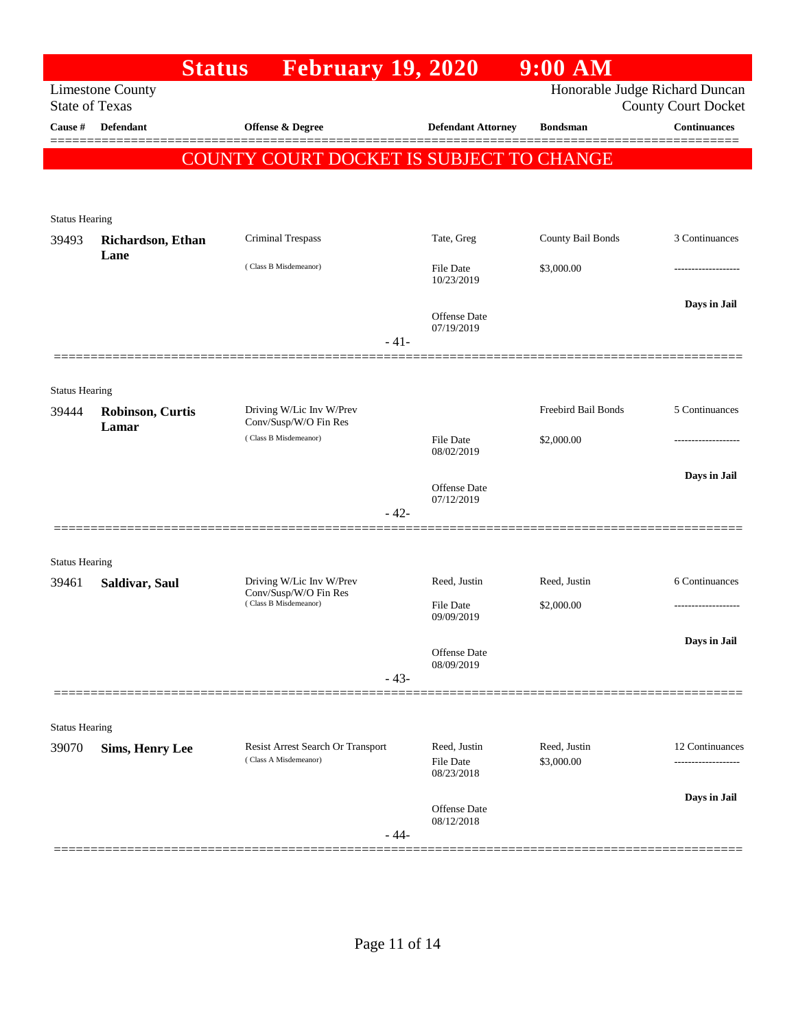# Status February 19, 2020 9:00 AM

Limestone County
State of Texas

Honorable Judge Richard Duncan
County Court Docket

**COUNTY COURT DOCKET IS SUBJECT TO CHANGE**

| Cause # | Defendant | Offense & Degree | Defendant Attorney | Bondsman | Continuances |
|---|---|---|---|---|---|
| Status Hearing | | | | | |
| 39493 | **Richardson, Ethan Lane** | Criminal Trespass (Class B Misdemeanor) | Tate, Greg | County Bail Bonds | 3 Continuances |
| | | | File Date 10/23/2019 | $3,000.00 | ------------------- |
| | | | Offense Date 07/19/2019 | | **Days in Jail** |
| | | - 41- | | | |
| Status Hearing | | | | | |
| 39444 | **Robinson, Curtis Lamar** | Driving W/Lic Inv W/Prev Conv/Susp/W/O Fin Res (Class B Misdemeanor) | | Freebird Bail Bonds | 5 Continuances |
| | | | File Date 08/02/2019 | $2,000.00 | ------------------- |
| | | | Offense Date 07/12/2019 | | **Days in Jail** |
| | | - 42- | | | |
| Status Hearing | | | | | |
| 39461 | **Saldivar, Saul** | Driving W/Lic Inv W/Prev Conv/Susp/W/O Fin Res (Class B Misdemeanor) | Reed, Justin | Reed, Justin | 6 Continuances |
| | | | File Date 09/09/2019 | $2,000.00 | ------------------- |
| | | | Offense Date 08/09/2019 | | **Days in Jail** |
| | | - 43- | | | |
| Status Hearing | | | | | |
| 39070 | **Sims, Henry Lee** | Resist Arrest Search Or Transport (Class A Misdemeanor) | Reed, Justin | Reed, Justin | 12 Continuances |
| | | | File Date 08/23/2018 | $3,000.00 | ------------------- |
| | | | Offense Date 08/12/2018 | | **Days in Jail** |
| | | - 44- | | | |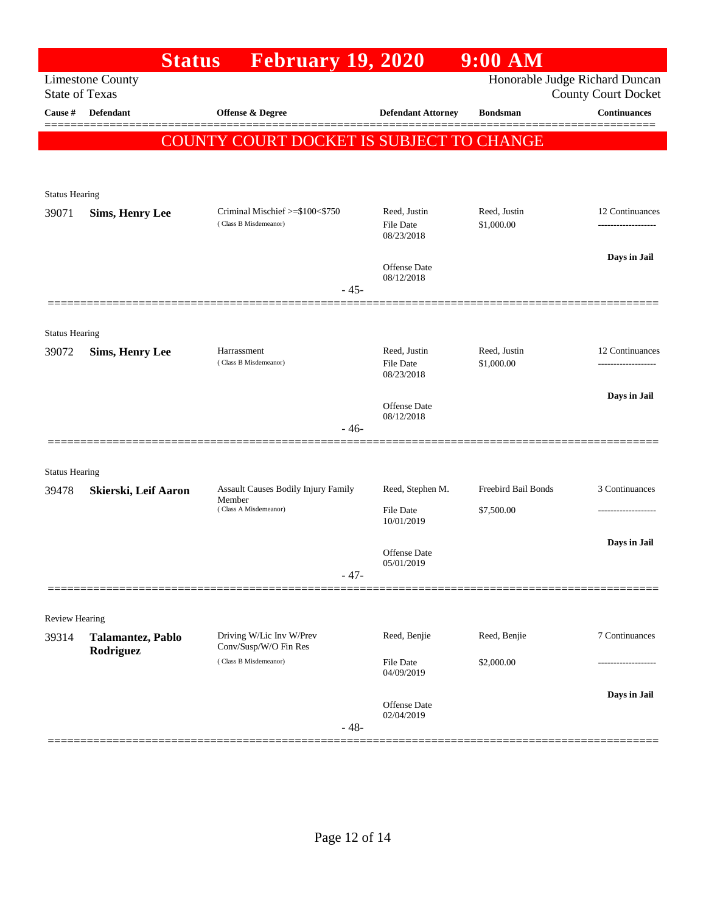# Status February 19, 2020 9:00 AM

Limestone County
State of Texas

Honorable Judge Richard Duncan
County Court Docket

**COUNTY COURT DOCKET IS SUBJECT TO CHANGE**

| Cause # | Defendant | Offense & Degree | Defendant Attorney | Bondsman | Continuances |
|---|---|---|---|---|---|
| **Status Hearing** | | | | | |
| 39071 | **Sims, Henry Lee** | Criminal Mischief >=$100<$750 (Class B Misdemeanor) | Reed, Justin<br>File Date 08/23/2018<br>Offense Date 08/12/2018 | Reed, Justin<br>$1,000.00 | 12 Continuances<br>-------------------<br>**Days in Jail** |
| | | - 45- | | | |
| **Status Hearing** | | | | | |
| 39072 | **Sims, Henry Lee** | Harrassment (Class B Misdemeanor) | Reed, Justin<br>File Date 08/23/2018<br>Offense Date 08/12/2018 | Reed, Justin<br>$1,000.00 | 12 Continuances<br>-------------------<br>**Days in Jail** |
| | | - 46- | | | |
| **Status Hearing** | | | | | |
| 39478 | **Skierski, Leif Aaron** | Assault Causes Bodily Injury Family Member (Class A Misdemeanor) | Reed, Stephen M.<br>File Date 10/01/2019<br>Offense Date 05/01/2019 | Freebird Bail Bonds<br>$7,500.00 | 3 Continuances<br>-------------------<br>**Days in Jail** |
| | | - 47- | | | |
| **Review Hearing** | | | | | |
| 39314 | **Talamantez, Pablo Rodriguez** | Driving W/Lic Inv W/Prev Conv/Susp/W/O Fin Res (Class B Misdemeanor) | Reed, Benjie<br>File Date 04/09/2019<br>Offense Date 02/04/2019 | Reed, Benjie<br>$2,000.00 | 7 Continuances<br>-------------------<br>**Days in Jail** |
| | | - 48- | | | |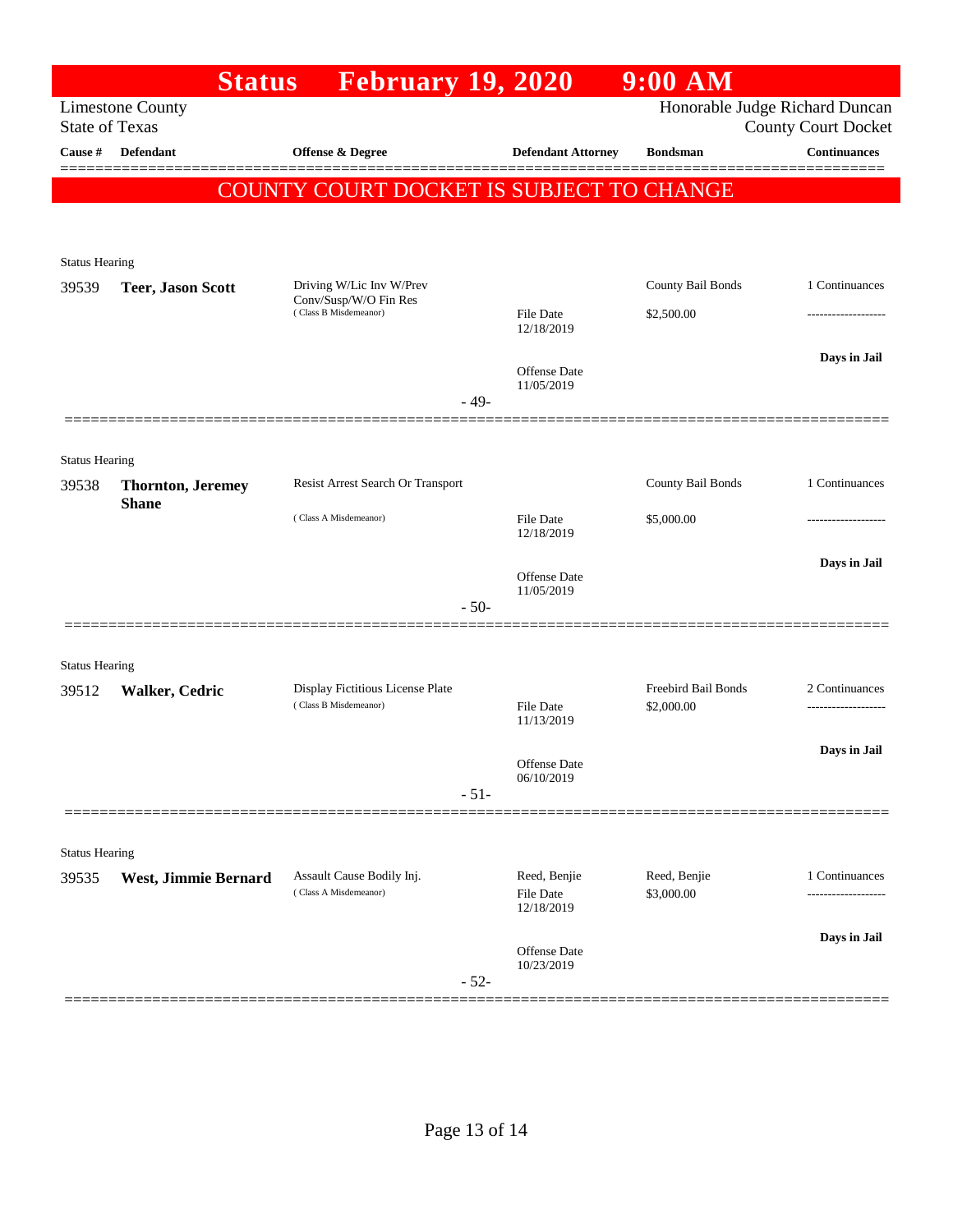# Status February 19, 2020 9:00 AM

Limestone County
State of Texas

Honorable Judge Richard Duncan
County Court Docket

| Cause # | Defendant | Offense & Degree | Defendant Attorney | Bondsman | Continuances |
|---|---|---|---|---|---|

**COUNTY COURT DOCKET IS SUBJECT TO CHANGE**

---

Status Hearing

| Cause # | Defendant | Offense & Degree | Defendant Attorney | Bondsman | Continuances |
|---|---|---|---|---|---|
| 39539 | **Teer, Jason Scott** | Driving W/Lic Inv W/Prev Conv/Susp/W/O Fin Res (Class B Misdemeanor) | File Date 12/18/2019<br>Offense Date 11/05/2019 | County Bail Bonds<br>$2,500.00 | 1 Continuances<br>-------------------<br>**Days in Jail** |

- 49-

---

Status Hearing

| Cause # | Defendant | Offense & Degree | Defendant Attorney | Bondsman | Continuances |
|---|---|---|---|---|---|
| 39538 | **Thornton, Jeremey Shane** | Resist Arrest Search Or Transport (Class A Misdemeanor) | File Date 12/18/2019<br>Offense Date 11/05/2019 | County Bail Bonds<br>$5,000.00 | 1 Continuances<br>-------------------<br>**Days in Jail** |

- 50-

---

Status Hearing

| Cause # | Defendant | Offense & Degree | Defendant Attorney | Bondsman | Continuances |
|---|---|---|---|---|---|
| 39512 | **Walker, Cedric** | Display Fictitious License Plate (Class B Misdemeanor) | File Date 11/13/2019<br>Offense Date 06/10/2019 | Freebird Bail Bonds<br>$2,000.00 | 2 Continuances<br>-------------------<br>**Days in Jail** |

- 51-

---

Status Hearing

| Cause # | Defendant | Offense & Degree | Defendant Attorney | Bondsman | Continuances |
|---|---|---|---|---|---|
| 39535 | **West, Jimmie Bernard** | Assault Cause Bodily Inj. (Class A Misdemeanor) | Reed, Benjie<br>File Date 12/18/2019<br>Offense Date 10/23/2019 | Reed, Benjie<br>$3,000.00 | 1 Continuances<br>-------------------<br>**Days in Jail** |

- 52-

---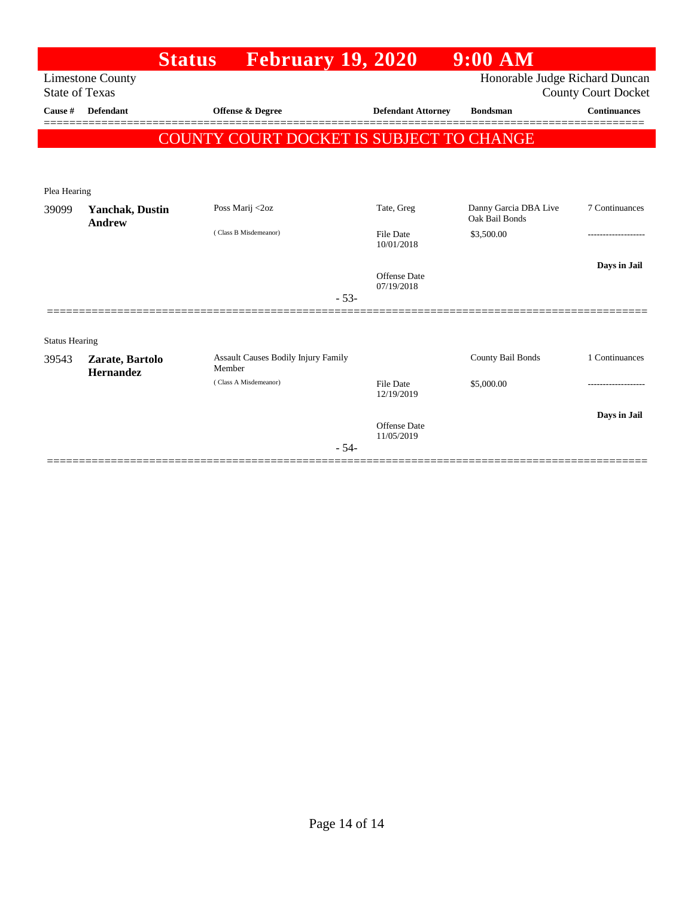# Status February 19, 2020 9:00 AM

Limestone County
State of Texas

Honorable Judge Richard Duncan
County Court Docket

COUNTY COURT DOCKET IS SUBJECT TO CHANGE

| Cause # | Defendant | Offense & Degree | Defendant Attorney | Bondsman | Continuances |
|---|---|---|---|---|---|
| Plea Hearing | | | | | |
| 39099 | **Yanchak, Dustin Andrew** | Poss Marij <2oz<br>( Class B Misdemeanor) | Tate, Greg<br>File Date 10/01/2018<br>Offense Date 07/19/2018 | Danny Garcia DBA Live Oak Bail Bonds<br>$3,500.00 | 7 Continuances<br>-------------------<br>**Days in Jail** |
| | | - 53- | | | |
| Status Hearing | | | | | |
| 39543 | **Zarate, Bartolo Hernandez** | Assault Causes Bodily Injury Family Member<br>( Class A Misdemeanor) | File Date 12/19/2019<br>Offense Date 11/05/2019 | County Bail Bonds<br>$5,000.00 | 1 Continuances<br>-------------------<br>**Days in Jail** |
| | | - 54- | | | |